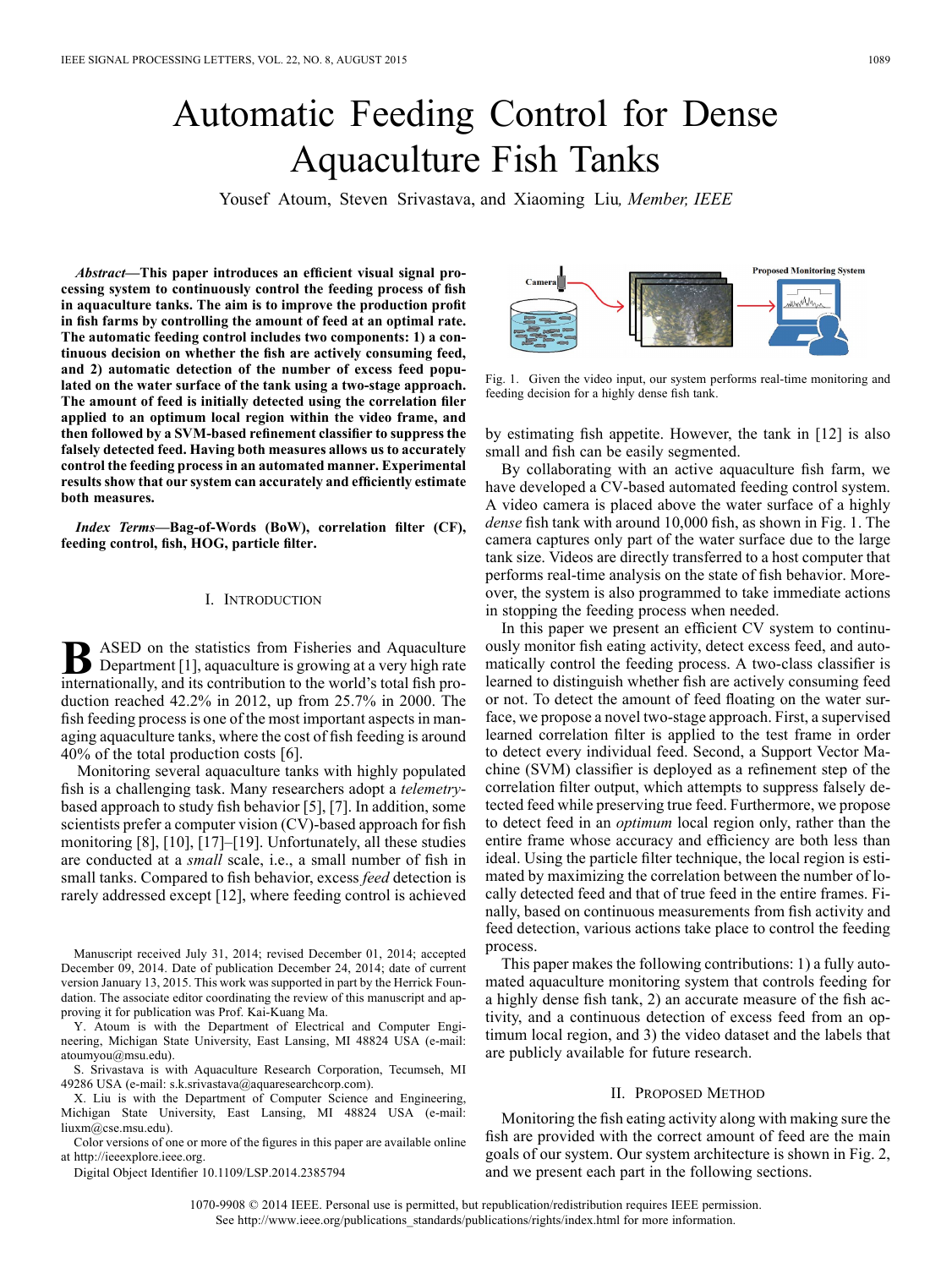# Automatic Feeding Control for Dense Aquaculture Fish Tanks

Yousef Atoum, Steven Srivastava, and Xiaoming Liu, *Member, IEEE*

***Abstract*—This paper introduces an efficient visual signal processing system to continuously control the feeding process of fish in aquaculture tanks. The aim is to improve the production profit in fish farms by controlling the amount of feed at an optimal rate. The automatic feeding control includes two components: 1) a continuous decision on whether the fish are actively consuming feed, and 2) automatic detection of the number of excess feed populated on the water surface of the tank using a two-stage approach. The amount of feed is initially detected using the correlation filer applied to an optimum local region within the video frame, and then followed by a SVM-based refinement classifier to suppress the falsely detected feed. Having both measures allows us to accurately control the feeding process in an automated manner. Experimental results show that our system can accurately and efficiently estimate both measures.**

***Index Terms*—Bag-of-Words (BoW), correlation filter (CF), feeding control, fish, HOG, particle filter.**

## I. Introduction

Based on the statistics from Fisheries and Aquaculture Department [1], aquaculture is growing at a very high rate internationally, and its contribution to the world's total fish production reached 42.2% in 2012, up from 25.7% in 2000. The fish feeding process is one of the most important aspects in managing aquaculture tanks, where the cost of fish feeding is around 40% of the total production costs [6].

Monitoring several aquaculture tanks with highly populated fish is a challenging task. Many researchers adopt a *telemetry*-based approach to study fish behavior [5], [7]. In addition, some scientists prefer a computer vision (CV)-based approach for fish monitoring [8], [10], [17]–[19]. Unfortunately, all these studies are conducted at a *small* scale, i.e., a small number of fish in small tanks. Compared to fish behavior, excess *feed* detection is rarely addressed except [12], where feeding control is achieved by estimating fish appetite. However, the tank in [12] is also small and fish can be easily segmented.

Camera

Proposed Monitoring System

Fig. 1. Given the video input, our system performs real-time monitoring and feeding decision for a highly dense fish tank.

By collaborating with an active aquaculture fish farm, we have developed a CV-based automated feeding control system. A video camera is placed above the water surface of a highly *dense* fish tank with around 10,000 fish, as shown in Fig. 1. The camera captures only part of the water surface due to the large tank size. Videos are directly transferred to a host computer that performs real-time analysis on the state of fish behavior. Moreover, the system is also programmed to take immediate actions in stopping the feeding process when needed.

In this paper we present an efficient CV system to continuously monitor fish eating activity, detect excess feed, and automatically control the feeding process. A two-class classifier is learned to distinguish whether fish are actively consuming feed or not. To detect the amount of feed floating on the water surface, we propose a novel two-stage approach. First, a supervised learned correlation filter is applied to the test frame in order to detect every individual feed. Second, a Support Vector Machine (SVM) classifier is deployed as a refinement step of the correlation filter output, which attempts to suppress falsely detected feed while preserving true feed. Furthermore, we propose to detect feed in an *optimum* local region only, rather than the entire frame whose accuracy and efficiency are both less than ideal. Using the particle filter technique, the local region is estimated by maximizing the correlation between the number of locally detected feed and that of true feed in the entire frames. Finally, based on continuous measurements from fish activity and feed detection, various actions take place to control the feeding process.

This paper makes the following contributions: 1) a fully automated aquaculture monitoring system that controls feeding for a highly dense fish tank, 2) an accurate measure of the fish activity, and 3) a continuous detection of excess feed from an optimum local region, and 3) the video dataset and the labels that are publicly available for future research.

## II. Proposed Method

Monitoring the fish eating activity along with making sure the fish are provided with the correct amount of feed are the main goals of our system. Our system architecture is shown in Fig. 2, and we present each part in the following sections.

---

Manuscript received July 31, 2014; revised December 01, 2014; accepted December 09, 2014. Date of publication December 24, 2014; date of current version January 13, 2015. This work was supported in part by the Herrick Foundation. The associate editor coordinating the review of this manuscript and approving it for publication was Prof. Kai-Kuang Ma.

Y. Atoum is with the Department of Electrical and Computer Engineering, Michigan State University, East Lansing, MI 48824 USA (e-mail: atoumyou@msu.edu).

S. Srivastava is with Aquaculture Research Corporation, Tecumseh, MI 49286 USA (e-mail: s.k.srivastava@aquaresearchcorp.com).

X. Liu is with the Department of Computer Science and Engineering, Michigan State University, East Lansing, MI 48824 USA (e-mail: liuxm@cse.msu.edu).

Color versions of one or more of the figures in this paper are available online at http://ieeexplore.ieee.org.

Digital Object Identifier 10.1109/LSP.2014.2385794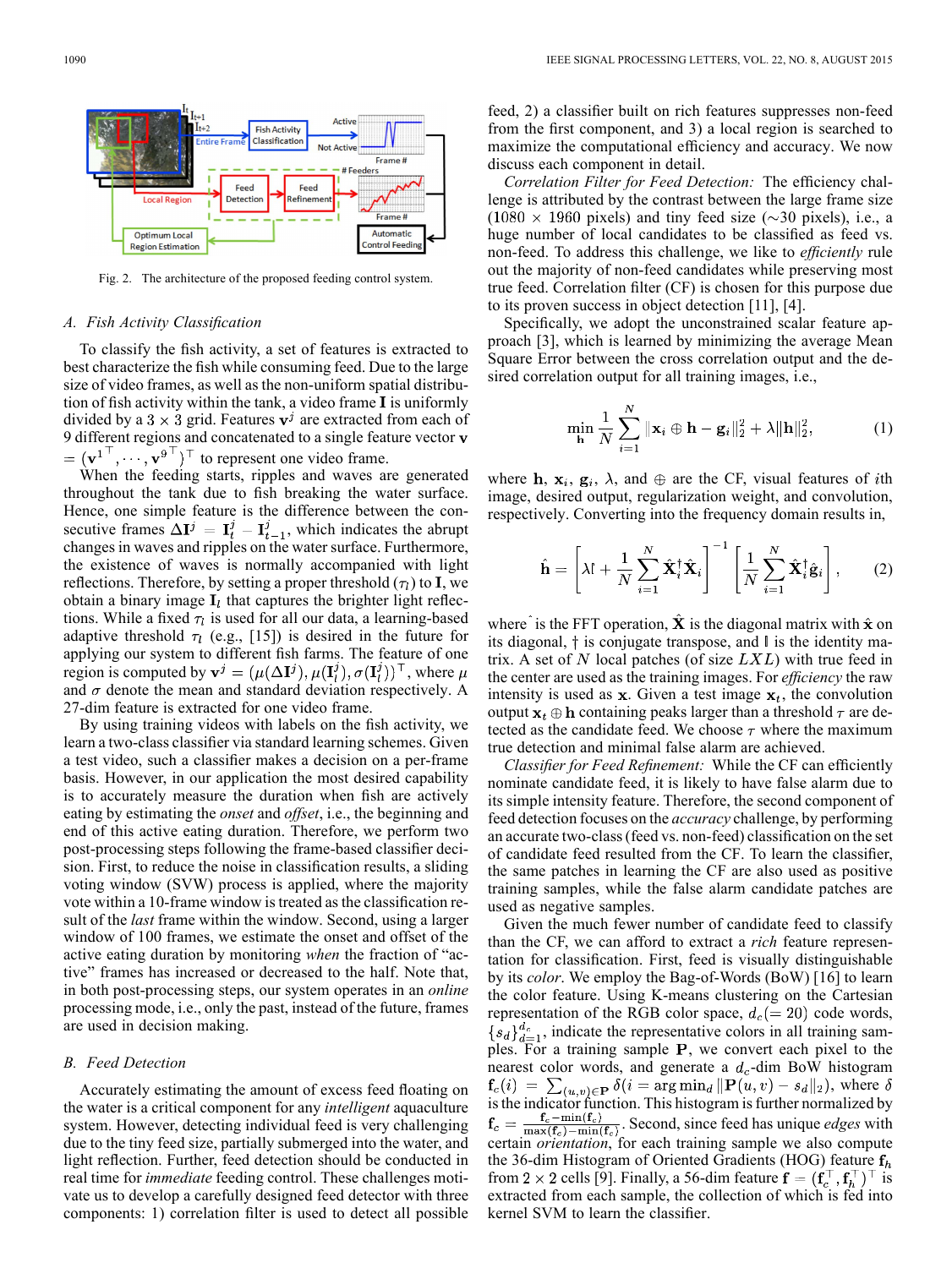Fig. 2. The architecture of the proposed feeding control system.

### A. Fish Activity Classification

To classify the fish activity, a set of features is extracted to best characterize the fish while consuming feed. Due to the large size of video frames, as well as the non-uniform spatial distribution of fish activity within the tank, a video frame $\mathbf{I}$ is uniformly divided by a $3 \times 3$ grid. Features $\mathbf{v}^j$ are extracted from each of 9 different regions and concatenated to a single feature vector $\mathbf{v} = (\mathbf{v}^{1\top}, \cdots, \mathbf{v}^{9\top})^\top$ to represent one video frame.

When the feeding starts, ripples and waves are generated throughout the tank due to fish breaking the water surface. Hence, one simple feature is the difference between the consecutive frames $\Delta \mathbf{I}^j = \mathbf{I}_t^j - \mathbf{I}_{t-1}^j$, which indicates the abrupt changes in waves and ripples on the water surface. Furthermore, the existence of waves is normally accompanied with light reflections. Therefore, by setting a proper threshold ($\tau_l$) to $\mathbf{I}$, we obtain a binary image $\mathbf{I}_l$ that captures the brighter light reflections. While a fixed $\tau_l$ is used for all our data, a learning-based adaptive threshold $\tau_l$ (e.g., [15]) is desired in the future for applying our system to different fish farms. The feature of one region is computed by $\mathbf{v}^j = (\mu(\Delta \mathbf{I}^j), \mu(\mathbf{I}_l^j), \sigma(\mathbf{I}_l^j))^\top$, where $\mu$ and $\sigma$ denote the mean and standard deviation respectively. A 27-dim feature is extracted for one video frame.

By using training videos with labels on the fish activity, we learn a two-class classifier via standard learning schemes. Given a test video, such a classifier makes a decision on a per-frame basis. However, in our application the most desired capability is to accurately measure the duration when fish are actively eating by estimating the *onset* and *offset*, i.e., the beginning and end of this active eating duration. Therefore, we perform two post-processing steps following the frame-based classifier decision. First, to reduce the noise in classification results, a sliding voting window (SVW) process is applied, where the majority vote within a 10-frame window is treated as the classification result of the *last* frame within the window. Second, using a larger window of 100 frames, we estimate the onset and offset of the active eating duration by monitoring *when* the fraction of "active" frames has increased or decreased to the half. Note that, in both post-processing steps, our system operates in an *online* processing mode, i.e., only the past, instead of the future, frames are used in decision making.

### B. Feed Detection

Accurately estimating the amount of excess feed floating on the water is a critical component for any *intelligent* aquaculture system. However, detecting individual feed is very challenging due to the tiny feed size, partially submerged into the water, and light reflection. Further, feed detection should be conducted in real time for *immediate* feeding control. These challenges motivate us to develop a carefully designed feed detector with three components: 1) correlation filter is used to detect all possible feed, 2) a classifier built on rich features suppresses non-feed from the first component, and 3) a local region is searched to maximize the computational efficiency and accuracy. We now discuss each component in detail.

*Correlation Filter for Feed Detection:* The efficiency challenge is attributed by the contrast between the large frame size ($1080 \times 1960$ pixels) and tiny feed size ($\sim$30 pixels), i.e., a huge number of local candidates to be classified as feed vs. non-feed. To address this challenge, we like to *efficiently* rule out the majority of non-feed candidates while preserving most true feed. Correlation filter (CF) is chosen for this purpose due to its proven success in object detection [11], [4].

Specifically, we adopt the unconstrained scalar feature approach [3], which is learned by minimizing the average Mean Square Error between the cross correlation output and the desired correlation output for all training images, i.e.,

$$\min_{\mathbf{h}} \frac{1}{N} \sum_{i=1}^{N} \|\mathbf{x}_i \oplus \mathbf{h} - \mathbf{g}_i\|_2^2 + \lambda \|\mathbf{h}\|_2^2, \tag{1}$$

where $\mathbf{h}$, $\mathbf{x}_i$, $\mathbf{g}_i$, $\lambda$, and $\oplus$ are the CF, visual features of $i$th image, desired output, regularization weight, and convolution, respectively. Converting into the frequency domain results in,

$$\hat{\mathbf{h}} = \left[ \lambda \mathbb{I} + \frac{1}{N} \sum_{i=1}^{N} \hat{\mathbf{X}}_i^\dagger \hat{\mathbf{X}}_i \right]^{-1} \left[ \frac{1}{N} \sum_{i=1}^{N} \hat{\mathbf{X}}_i^\dagger \hat{\mathbf{g}}_i \right], \tag{2}$$

where $\hat{}$ is the FFT operation, $\hat{\mathbf{X}}$ is the diagonal matrix with $\hat{\mathbf{x}}$ on its diagonal, $\dagger$ is conjugate transpose, and $\mathbb{I}$ is the identity matrix. A set of $N$ local patches (of size $LXL$) with true feed in the center are used as the training images. For *efficiency* the raw intensity is used as $\mathbf{x}$. Given a test image $\mathbf{x}_t$, the convolution output $\mathbf{x}_t \oplus \mathbf{h}$ containing peaks larger than a threshold $\tau$ are detected as the candidate feed. We choose $\tau$ where the maximum true detection and minimal false alarm are achieved.

*Classifier for Feed Refinement:* While the CF can efficiently nominate candidate feed, it is likely to have false alarm due to its simple intensity feature. Therefore, the second component of feed detection focuses on the *accuracy* challenge, by performing an accurate two-class (feed vs. non-feed) classification on the set of candidate feed resulted from the CF. To learn the classifier, the same patches in learning the CF are also used as positive training samples, while the false alarm candidate patches are used as negative samples.

Given the much fewer number of candidate feed to classify than the CF, we can afford to extract a *rich* feature representation for classification. First, feed is visually distinguishable by its *color*. We employ the Bag-of-Words (BoW) [16] to learn the color feature. Using K-means clustering on the Cartesian representation of the RGB color space, $d_c (= 20)$ code words, $\{s_d\}_{d=1}^{d_c}$, indicate the representative colors in all training samples. For a training sample $\mathbf{P}$, we convert each pixel to the nearest color words, and generate a $d_c$-dim BoW histogram $\mathbf{f}_c(i) = \sum_{(u,v)\in \mathbf{P}} \delta(i = \arg\min_d \|\mathbf{P}(u,v) - s_d\|_2)$, where $\delta$ is the indicator function. This histogram is further normalized by $\mathbf{f}_c = \frac{\mathbf{f}_c - \min(\mathbf{f}_c)}{\max(\mathbf{f}_c) - \min(\mathbf{f}_c)}$. Second, since feed has unique *edges* with certain *orientation*, for each training sample we also compute the 36-dim Histogram of Oriented Gradients (HOG) feature $\mathbf{f}_h$ from $2 \times 2$ cells [9]. Finally, a 56-dim feature $\mathbf{f} = (\mathbf{f}_c^\top, \mathbf{f}_h^\top)^\top$ is extracted from each sample, the collection of which is fed into kernel SVM to learn the classifier.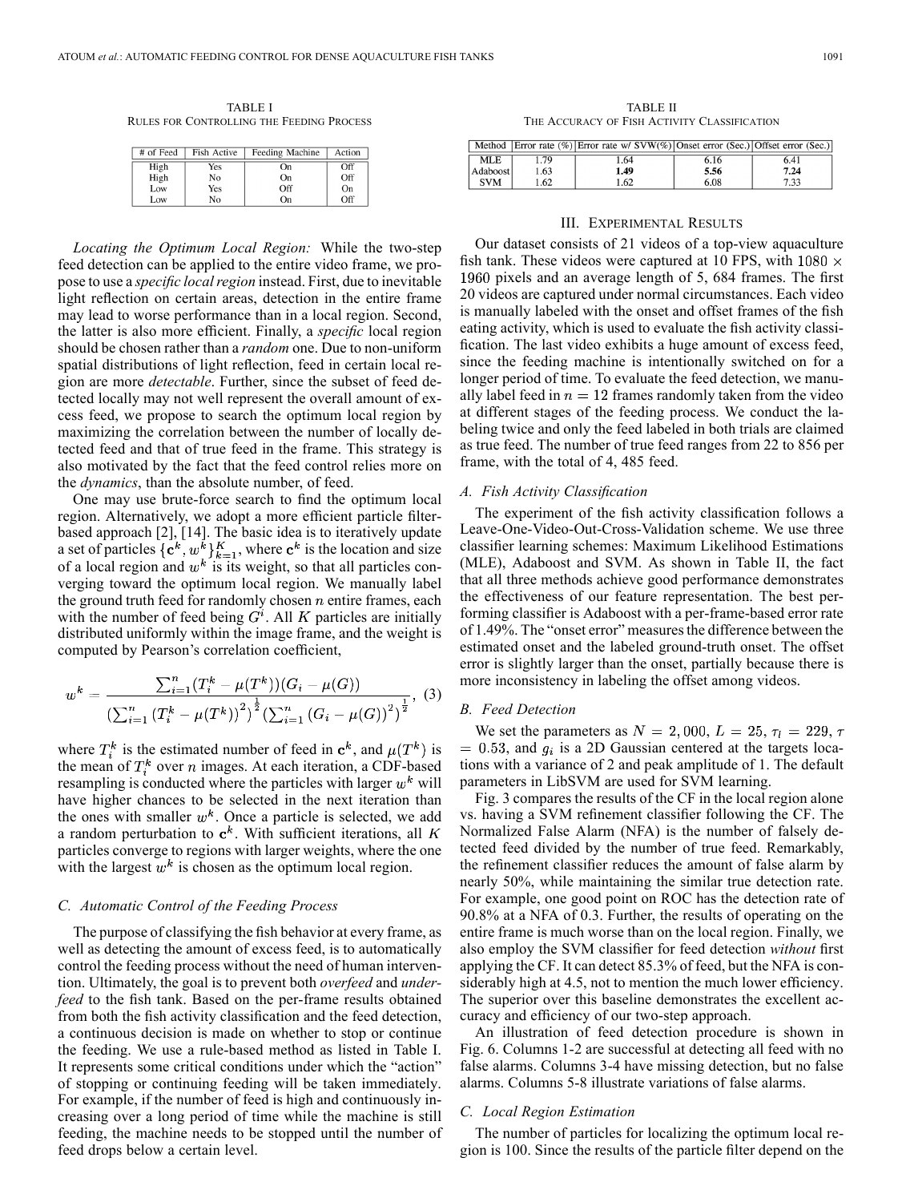TABLE I
RULES FOR CONTROLLING THE FEEDING PROCESS

| # of Feed | Fish Active | Feeding Machine | Action |
|---|---|---|---|
| High | Yes | On | Off |
| High | No | On | Off |
| Low | Yes | Off | On |
| Low | No | On | Off |

*Locating the Optimum Local Region:* While the two-step feed detection can be applied to the entire video frame, we propose to use a *specific local region* instead. First, due to inevitable light reflection on certain areas, detection in the entire frame may lead to worse performance than in a local region. Second, the latter is also more efficient. Finally, a *specific* local region should be chosen rather than a *random* one. Due to non-uniform spatial distributions of light reflection, feed in certain local region are more *detectable*. Further, since the subset of feed detected locally may not well represent the overall amount of excess feed, we propose to search the optimum local region by maximizing the correlation between the number of locally detected feed and that of true feed in the frame. This strategy is also motivated by the fact that the feed control relies more on the *dynamics*, than the absolute number, of feed.

One may use brute-force search to find the optimum local region. Alternatively, we adopt a more efficient particle filter-based approach [2], [14]. The basic idea is to iteratively update a set of particles $\{\mathbf{c}^k, w^k\}_{k=1}^K$, where $\mathbf{c}^k$ is the location and size of a local region and $w^k$ is its weight, so that all particles converging toward the optimum local region. We manually label the ground truth feed for randomly chosen $n$ entire frames, each with the number of feed being $G^i$. All $K$ particles are initially distributed uniformly within the image frame, and the weight is computed by Pearson's correlation coefficient,

$$w^k = \frac{\sum_{i=1}^n (T_i^k - \mu(T^k))(G_i - \mu(G))}{\left(\sum_{i=1}^n \left(T_i^k - \mu(T^k)\right)^2\right)^{\frac{1}{2}} \left(\sum_{i=1}^n \left(G_i - \mu(G)\right)^2\right)^{\frac{1}{2}}}, \quad (3)$$

where $T_i^k$ is the estimated number of feed in $\mathbf{c}^k$, and $\mu(T^k)$ is the mean of $T_i^k$ over $n$ images. At each iteration, a CDF-based resampling is conducted where the particles with larger $w^k$ will have higher chances to be selected in the next iteration than the ones with smaller $w^k$. Once a particle is selected, we add a random perturbation to $\mathbf{c}^k$. With sufficient iterations, all $K$ particles converge to regions with larger weights, where the one with the largest $w^k$ is chosen as the optimum local region.

### C. Automatic Control of the Feeding Process

The purpose of classifying the fish behavior at every frame, as well as detecting the amount of excess feed, is to automatically control the feeding process without the need of human intervention. Ultimately, the goal is to prevent both *overfeed* and *underfeed* to the fish tank. Based on the per-frame results obtained from both the fish activity classification and the feed detection, a continuous decision is made on whether to stop or continue the feeding. We use a rule-based method as listed in Table I. It represents some critical conditions under which the "action" of stopping or continuing feeding will be taken immediately. For example, if the number of feed is high and continuously increasing over a long period of time while the machine is still feeding, the machine needs to be stopped until the number of feed drops below a certain level.

TABLE II
THE ACCURACY OF FISH ACTIVITY CLASSIFICATION

| Method | Error rate (%) | Error rate w/ SVW(%) | Onset error (Sec.) | Offset error (Sec.) |
|---|---|---|---|---|
| MLE | 1.79 | 1.64 | 6.16 | 6.41 |
| Adaboost | 1.63 | **1.49** | **5.56** | **7.24** |
| SVM | 1.62 | 1.62 | 6.08 | 7.33 |

## III. Experimental Results

Our dataset consists of 21 videos of a top-view aquaculture fish tank. These videos were captured at 10 FPS, with $1080 \times 1960$ pixels and an average length of 5, 684 frames. The first 20 videos are captured under normal circumstances. Each video is manually labeled with the onset and offset frames of the fish eating activity, which is used to evaluate the fish activity classification. The last video exhibits a huge amount of excess feed, since the feeding machine is intentionally switched on for a longer period of time. To evaluate the feed detection, we manually label feed in $n = 12$ frames randomly taken from the video at different stages of the feeding process. We conduct the labeling twice and only the feed labeled in both trials are claimed as true feed. The number of true feed ranges from 22 to 856 per frame, with the total of 4, 485 feed.

### A. Fish Activity Classification

The experiment of the fish activity classification follows a Leave-One-Video-Out-Cross-Validation scheme. We use three classifier learning schemes: Maximum Likelihood Estimations (MLE), Adaboost and SVM. As shown in Table II, the fact that all three methods achieve good performance demonstrates the effectiveness of our feature representation. The best performing classifier is Adaboost with a per-frame-based error rate of 1.49%. The "onset error" measures the difference between the estimated onset and the labeled ground-truth onset. The offset error is slightly larger than the onset, partially because there is more inconsistency in labeling the offset among videos.

### B. Feed Detection

We set the parameters as $N = 2,000$, $L = 25$, $\tau_l = 229$, $\tau = 0.53$, and $g_i$ is a 2D Gaussian centered at the targets locations with a variance of 2 and peak amplitude of 1. The default parameters in LibSVM are used for SVM learning.

Fig. 3 compares the results of the CF in the local region alone vs. having a SVM refinement classifier following the CF. The Normalized False Alarm (NFA) is the number of falsely detected feed divided by the number of true feed. Remarkably, the refinement classifier reduces the amount of false alarm by nearly 50%, while maintaining the similar true detection rate. For example, one good point on ROC has the detection rate of 90.8% at a NFA of 0.3. Further, the results of operating on the entire frame is much worse than on the local region. Finally, we also employ the SVM classifier for feed detection *without* first applying the CF. It can detect 85.3% of feed, but the NFA is considerably high at 4.5, not to mention the much lower efficiency. The superior over this baseline demonstrates the excellent accuracy and efficiency of our two-step approach.

An illustration of feed detection procedure is shown in Fig. 6. Columns 1-2 are successful at detecting all feed with no false alarms. Columns 3-4 have missing detection, but no false alarms. Columns 5-8 illustrate variations of false alarms.

### C. Local Region Estimation

The number of particles for localizing the optimum local region is 100. Since the results of the particle filter depend on the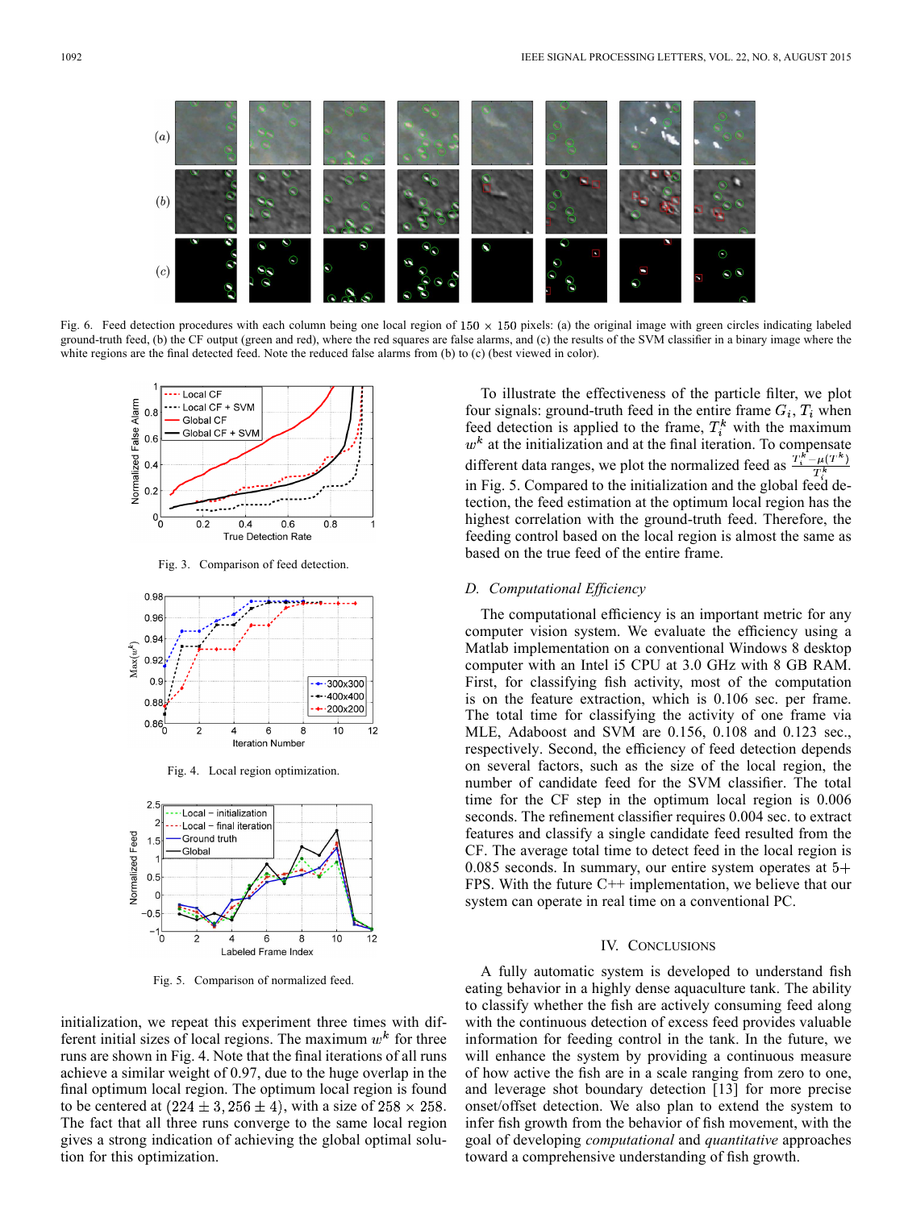Fig. 6. Feed detection procedures with each column being one local region of $150 \times 150$ pixels: (a) the original image with green circles indicating labeled ground-truth feed, (b) the CF output (green and red), where the red squares are false alarms, and (c) the results of the SVM classifier in a binary image where the white regions are the final detected feed. Note the reduced false alarms from (b) to (c) (best viewed in color).

Fig. 3. Comparison of feed detection.

Fig. 4. Local region optimization.

Fig. 5. Comparison of normalized feed.

initialization, we repeat this experiment three times with different initial sizes of local regions. The maximum $w^k$ for three runs are shown in Fig. 4. Note that the final iterations of all runs achieve a similar weight of 0.97, due to the huge overlap in the final optimum local region. The optimum local region is found to be centered at $(224 \pm 3, 256 \pm 4)$, with a size of $258 \times 258$. The fact that all three runs converge to the same local region gives a strong indication of achieving the global optimal solution for this optimization.

To illustrate the effectiveness of the particle filter, we plot four signals: ground-truth feed in the entire frame $G_i$, $T_i$ when feed detection is applied to the frame, $T_i^k$ with the maximum $w^k$ at the initialization and at the final iteration. To compensate different data ranges, we plot the normalized feed as $\frac{T_i^k - \mu(T^k)}{T_i^k}$ in Fig. 5. Compared to the initialization and the global feed detection, the feed estimation at the optimum local region has the highest correlation with the ground-truth feed. Therefore, the feeding control based on the local region is almost the same as based on the true feed of the entire frame.

### D. Computational Efficiency

The computational efficiency is an important metric for any computer vision system. We evaluate the efficiency using a Matlab implementation on a conventional Windows 8 desktop computer with an Intel i5 CPU at 3.0 GHz with 8 GB RAM. First, for classifying fish activity, most of the computation is on the feature extraction, which is 0.106 sec. per frame. The total time for classifying the activity of one frame via MLE, Adaboost and SVM are 0.156, 0.108 and 0.123 sec., respectively. Second, the efficiency of feed detection depends on several factors, such as the size of the local region, the number of candidate feed for the SVM classifier. The total time for the CF step in the optimum local region is 0.006 seconds. The refinement classifier requires 0.004 sec. to extract features and classify a single candidate feed resulted from the CF. The average total time to detect feed in the local region is 0.085 seconds. In summary, our entire system operates at 5+ FPS. With the future C++ implementation, we believe that our system can operate in real time on a conventional PC.

## IV. Conclusions

A fully automatic system is developed to understand fish eating behavior in a highly dense aquaculture tank. The ability to classify whether the fish are actively consuming feed along with the continuous detection of excess feed provides valuable information for feeding control in the tank. In the future, we will enhance the system by providing a continuous measure of how active the fish are in a scale ranging from zero to one, and leverage shot boundary detection [13] for more precise onset/offset detection. We also plan to extend the system to infer fish growth from the behavior of fish movement, with the goal of developing *computational* and *quantitative* approaches toward a comprehensive understanding of fish growth.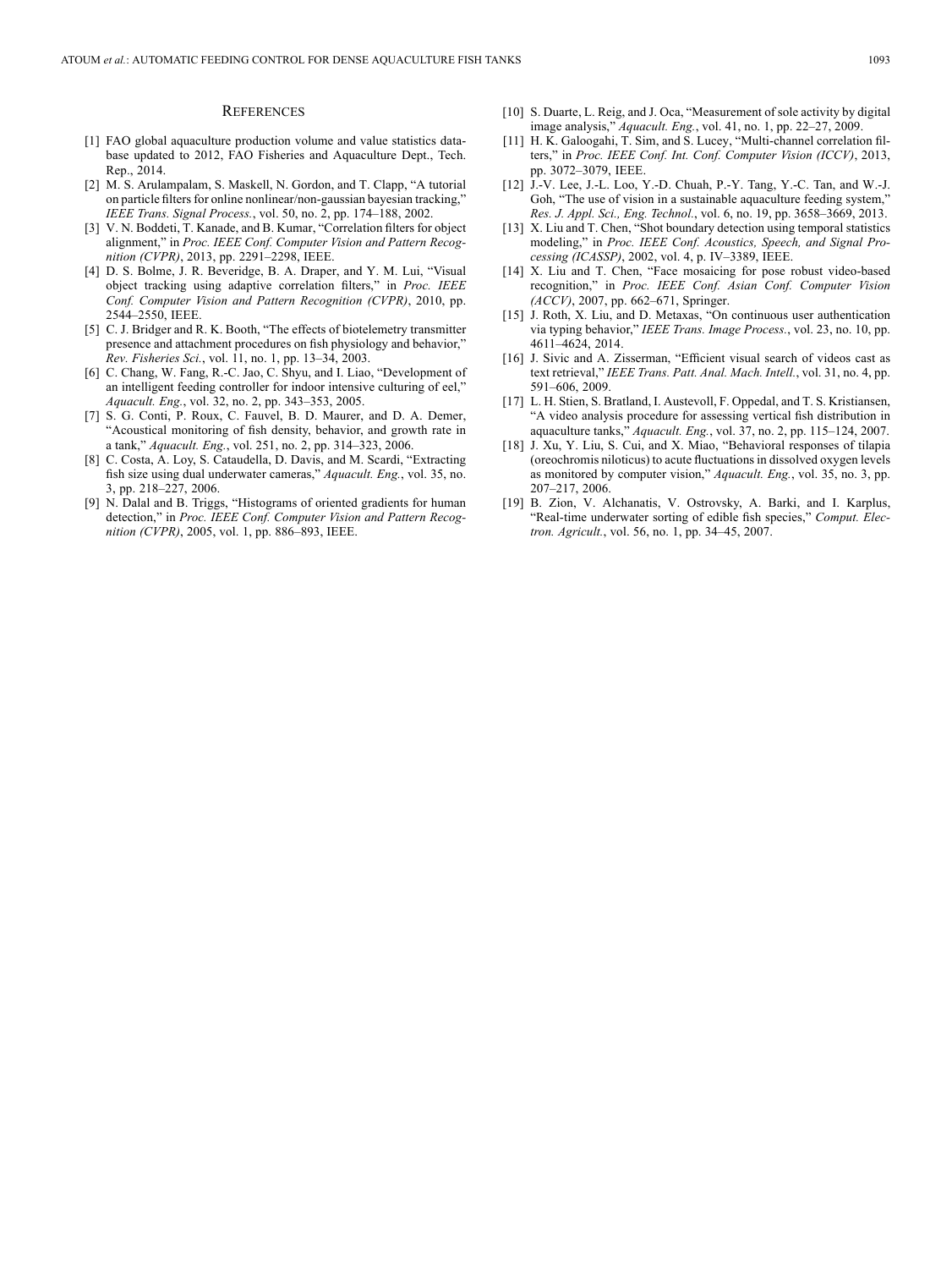## REFERENCES

[1] FAO global aquaculture production volume and value statistics database updated to 2012, FAO Fisheries and Aquaculture Dept., Tech. Rep., 2014.

[2] M. S. Arulampalam, S. Maskell, N. Gordon, and T. Clapp, "A tutorial on particle filters for online nonlinear/non-gaussian bayesian tracking," *IEEE Trans. Signal Process.*, vol. 50, no. 2, pp. 174–188, 2002.

[3] V. N. Boddeti, T. Kanade, and B. Kumar, "Correlation filters for object alignment," in *Proc. IEEE Conf. Computer Vision and Pattern Recognition (CVPR)*, 2013, pp. 2291–2298, IEEE.

[4] D. S. Bolme, J. R. Beveridge, B. A. Draper, and Y. M. Lui, "Visual object tracking using adaptive correlation filters," in *Proc. IEEE Conf. Computer Vision and Pattern Recognition (CVPR)*, 2010, pp. 2544–2550, IEEE.

[5] C. J. Bridger and R. K. Booth, "The effects of biotelemetry transmitter presence and attachment procedures on fish physiology and behavior," *Rev. Fisheries Sci.*, vol. 11, no. 1, pp. 13–34, 2003.

[6] C. Chang, W. Fang, R.-C. Jao, C. Shyu, and I. Liao, "Development of an intelligent feeding controller for indoor intensive culturing of eel," *Aquacult. Eng.*, vol. 32, no. 2, pp. 343–353, 2005.

[7] S. G. Conti, P. Roux, C. Fauvel, B. D. Maurer, and D. A. Demer, "Acoustical monitoring of fish density, behavior, and growth rate in a tank," *Aquacult. Eng.*, vol. 251, no. 2, pp. 314–323, 2006.

[8] C. Costa, A. Loy, S. Cataudella, D. Davis, and M. Scardi, "Extracting fish size using dual underwater cameras," *Aquacult. Eng.*, vol. 35, no. 3, pp. 218–227, 2006.

[9] N. Dalal and B. Triggs, "Histograms of oriented gradients for human detection," in *Proc. IEEE Conf. Computer Vision and Pattern Recognition (CVPR)*, 2005, vol. 1, pp. 886–893, IEEE.

[10] S. Duarte, L. Reig, and J. Oca, "Measurement of sole activity by digital image analysis," *Aquacult. Eng.*, vol. 41, no. 1, pp. 22–27, 2009.

[11] H. K. Galoogahi, T. Sim, and S. Lucey, "Multi-channel correlation filters," in *Proc. IEEE Conf. Int. Conf. Computer Vision (ICCV)*, 2013, pp. 3072–3079, IEEE.

[12] J.-V. Lee, J.-L. Loo, Y.-D. Chuah, P.-Y. Tang, Y.-C. Tan, and W.-J. Goh, "The use of vision in a sustainable aquaculture feeding system," *Res. J. Appl. Sci., Eng. Technol.*, vol. 6, no. 19, pp. 3658–3669, 2013.

[13] X. Liu and T. Chen, "Shot boundary detection using temporal statistics modeling," in *Proc. IEEE Conf. Acoustics, Speech, and Signal Processing (ICASSP)*, 2002, vol. 4, p. IV–3389, IEEE.

[14] X. Liu and T. Chen, "Face mosaicing for pose robust video-based recognition," in *Proc. IEEE Conf. Asian Conf. Computer Vision (ACCV)*, 2007, pp. 662–671, Springer.

[15] J. Roth, X. Liu, and D. Metaxas, "On continuous user authentication via typing behavior," *IEEE Trans. Image Process.*, vol. 23, no. 10, pp. 4611–4624, 2014.

[16] J. Sivic and A. Zisserman, "Efficient visual search of videos cast as text retrieval," *IEEE Trans. Patt. Anal. Mach. Intell.*, vol. 31, no. 4, pp. 591–606, 2009.

[17] L. H. Stien, S. Bratland, I. Austevoll, F. Oppedal, and T. S. Kristiansen, "A video analysis procedure for assessing vertical fish distribution in aquaculture tanks," *Aquacult. Eng.*, vol. 37, no. 2, pp. 115–124, 2007.

[18] J. Xu, Y. Liu, S. Cui, and X. Miao, "Behavioral responses of tilapia (oreochromis niloticus) to acute fluctuations in dissolved oxygen levels as monitored by computer vision," *Aquacult. Eng.*, vol. 35, no. 3, pp. 207–217, 2006.

[19] B. Zion, V. Alchanatis, V. Ostrovsky, A. Barki, and I. Karplus, "Real-time underwater sorting of edible fish species," *Comput. Electron. Agricult.*, vol. 56, no. 1, pp. 34–45, 2007.